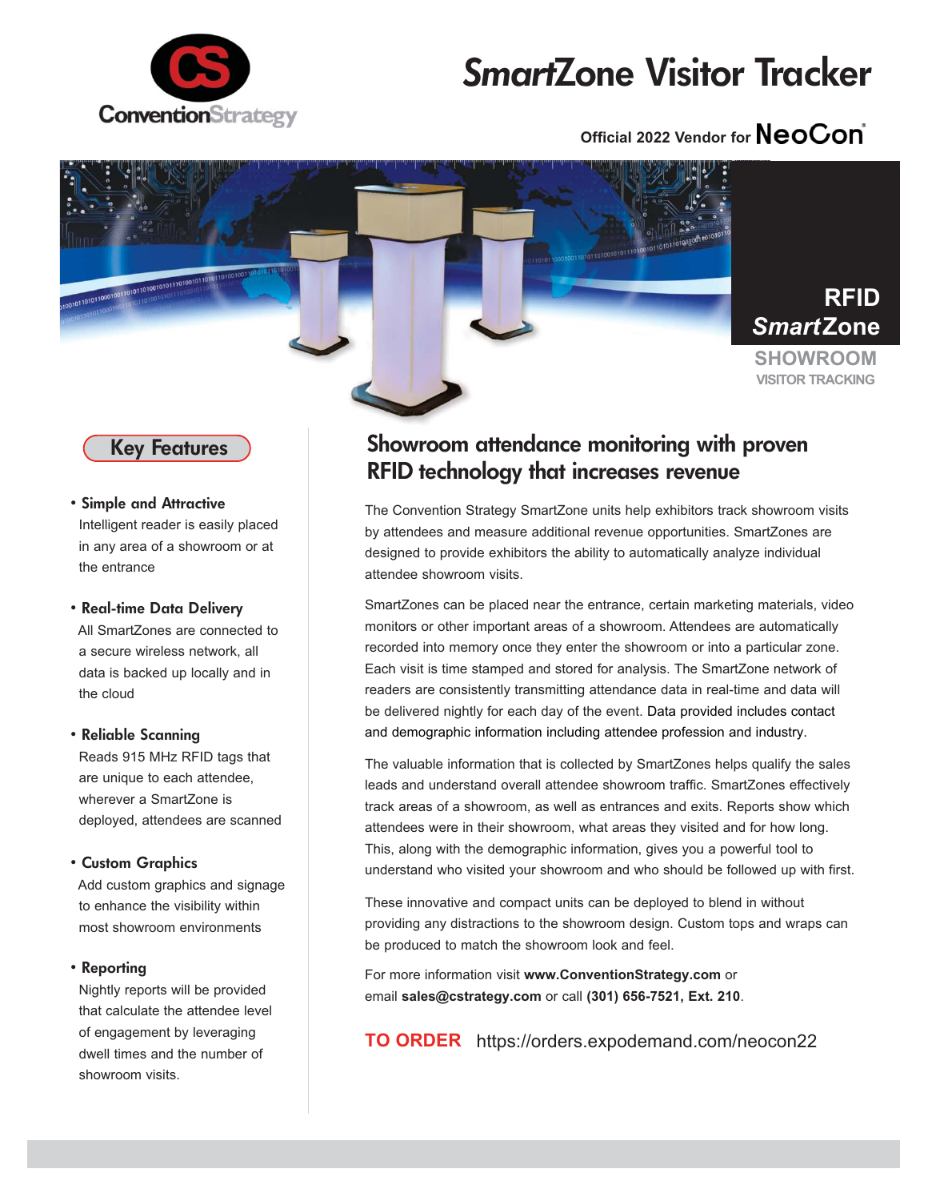# *Smart*Zone Visitor Tracker

Official 2022 Vendor for NeoCon

RFID
*Smart*Zone
SHOWROOM
VISITOR TRACKING

## Key Features

- **Simple and Attractive**
  Intelligent reader is easily placed in any area of a showroom or at the entrance

- **Real-time Data Delivery**
  All SmartZones are connected to a secure wireless network, all data is backed up locally and in the cloud

- **Reliable Scanning**
  Reads 915 MHz RFID tags that are unique to each attendee, wherever a SmartZone is deployed, attendees are scanned

- **Custom Graphics**
  Add custom graphics and signage to enhance the visibility within most showroom environments

- **Reporting**
  Nightly reports will be provided that calculate the attendee level of engagement by leveraging dwell times and the number of showroom visits.

## Showroom attendance monitoring with proven RFID technology that increases revenue

The Convention Strategy SmartZone units help exhibitors track showroom visits by attendees and measure additional revenue opportunities. SmartZones are designed to provide exhibitors the ability to automatically analyze individual attendee showroom visits.

SmartZones can be placed near the entrance, certain marketing materials, video monitors or other important areas of a showroom. Attendees are automatically recorded into memory once they enter the showroom or into a particular zone. Each visit is time stamped and stored for analysis. The SmartZone network of readers are consistently transmitting attendance data in real-time and data will be delivered nightly for each day of the event. Data provided includes contact and demographic information including attendee profession and industry.

The valuable information that is collected by SmartZones helps qualify the sales leads and understand overall attendee showroom traffic. SmartZones effectively track areas of a showroom, as well as entrances and exits. Reports show which attendees were in their showroom, what areas they visited and for how long. This, along with the demographic information, gives you a powerful tool to understand who visited your showroom and who should be followed up with first.

These innovative and compact units can be deployed to blend in without providing any distractions to the showroom design. Custom tops and wraps can be produced to match the showroom look and feel.

For more information visit **www.ConventionStrategy.com** or email **sales@cstrategy.com** or call **(301) 656-7521, Ext. 210**.

**TO ORDER** https://orders.expodemand.com/neocon22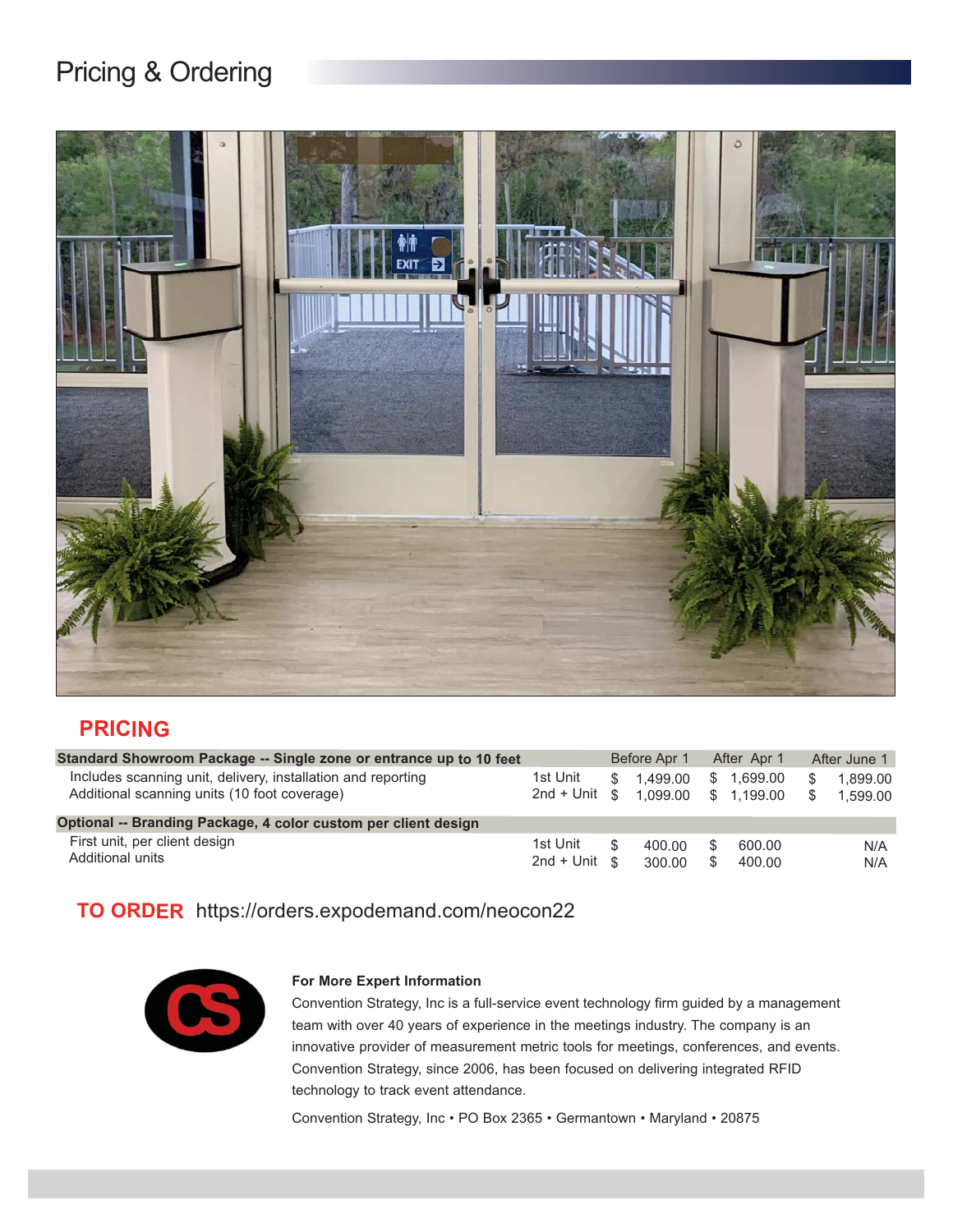# Pricing & Ordering

## PRICING

| Standard Showroom Package -- Single zone or entrance up to 10 feet | | Before Apr 1 | After Apr 1 | After June 1 |
|---|---|---|---|---|
| Includes scanning unit, delivery, installation and reporting | 1st Unit | $ 1,499.00 | $ 1,699.00 | $ 1,899.00 |
| Additional scanning units (10 foot coverage) | 2nd + Unit | $ 1,099.00 | $ 1,199.00 | $ 1,599.00 |
| **Optional -- Branding Package, 4 color custom per client design** | | | | |
| First unit, per client design | 1st Unit | $ 400.00 | $ 600.00 | N/A |
| Additional units | 2nd + Unit | $ 300.00 | $ 400.00 | N/A |

**TO ORDER** https://orders.expodemand.com/neocon22

**For More Expert Information**

Convention Strategy, Inc is a full-service event technology firm guided by a management team with over 40 years of experience in the meetings industry. The company is an innovative provider of measurement metric tools for meetings, conferences, and events. Convention Strategy, since 2006, has been focused on delivering integrated RFID technology to track event attendance.

Convention Strategy, Inc • PO Box 2365 • Germantown • Maryland • 20875